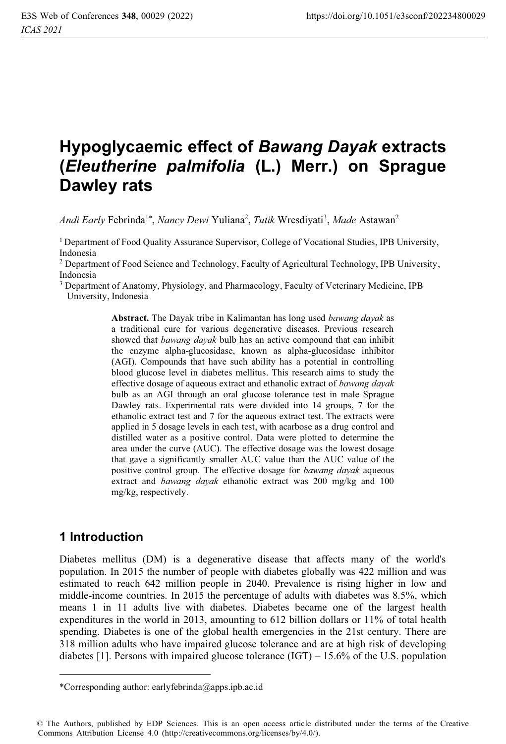# Hypoglycaemic effect of *Bawang Dayak* extracts (*Eleutherine palmifolia* (L.) Merr.) on Sprague Dawley rats

*Andi Early* Febrinda[1*], *Nancy Dewi* Yuliana[2], *Tutik* Wresdiyati[3], *Made* Astawan[2]

[1] Department of Food Quality Assurance Supervisor, College of Vocational Studies, IPB University, Indonesia

[2] Department of Food Science and Technology, Faculty of Agricultural Technology, IPB University, Indonesia

[3] Department of Anatomy, Physiology, and Pharmacology, Faculty of Veterinary Medicine, IPB University, Indonesia

**Abstract.** The Dayak tribe in Kalimantan has long used *bawang dayak* as a traditional cure for various degenerative diseases. Previous research showed that *bawang dayak* bulb has an active compound that can inhibit the enzyme alpha-glucosidase, known as alpha-glucosidase inhibitor (AGI). Compounds that have such ability has a potential in controlling blood glucose level in diabetes mellitus. This research aims to study the effective dosage of aqueous extract and ethanolic extract of *bawang dayak* bulb as an AGI through an oral glucose tolerance test in male Sprague Dawley rats. Experimental rats were divided into 14 groups, 7 for the ethanolic extract test and 7 for the aqueous extract test. The extracts were applied in 5 dosage levels in each test, with acarbose as a drug control and distilled water as a positive control. Data were plotted to determine the area under the curve (AUC). The effective dosage was the lowest dosage that gave a significantly smaller AUC value than the AUC value of the positive control group. The effective dosage for *bawang dayak* aqueous extract and *bawang dayak* ethanolic extract was 200 mg/kg and 100 mg/kg, respectively.

## 1 Introduction

Diabetes mellitus (DM) is a degenerative disease that affects many of the world's population. In 2015 the number of people with diabetes globally was 422 million and was estimated to reach 642 million people in 2040. Prevalence is rising higher in low and middle-income countries. In 2015 the percentage of adults with diabetes was 8.5%, which means 1 in 11 adults live with diabetes. Diabetes became one of the largest health expenditures in the world in 2013, amounting to 612 billion dollars or 11% of total health spending. Diabetes is one of the global health emergencies in the 21st century. There are 318 million adults who have impaired glucose tolerance and are at high risk of developing diabetes [1]. Persons with impaired glucose tolerance (IGT) – 15.6% of the U.S. population

---

*Corresponding author: earlyfebrinda@apps.ipb.ac.id

© The Authors, published by EDP Sciences. This is an open access article distributed under the terms of the Creative Commons Attribution License 4.0 (http://creativecommons.org/licenses/by/4.0/).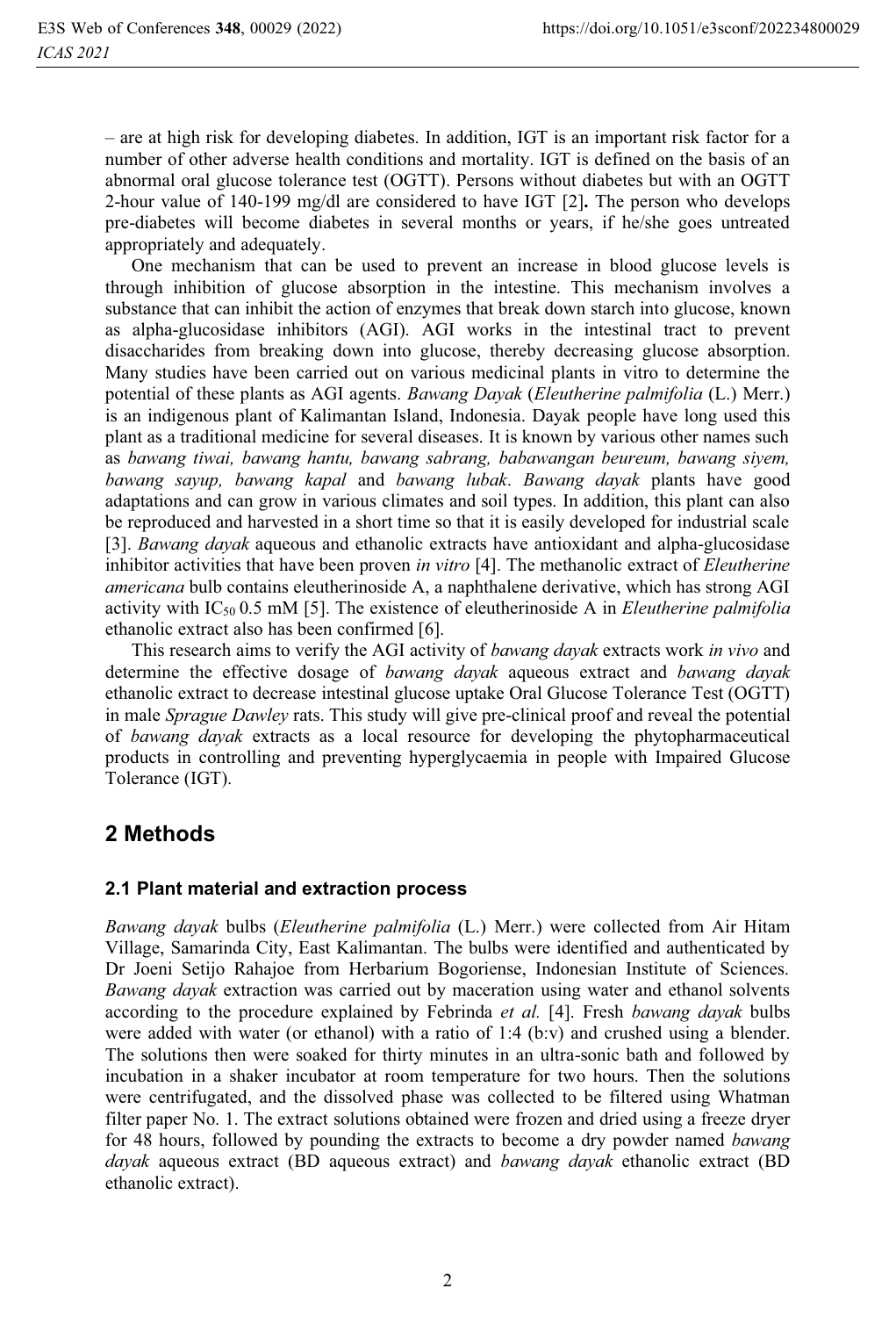– are at high risk for developing diabetes. In addition, IGT is an important risk factor for a number of other adverse health conditions and mortality. IGT is defined on the basis of an abnormal oral glucose tolerance test (OGTT). Persons without diabetes but with an OGTT 2-hour value of 140-199 mg/dl are considered to have IGT [2]**.** The person who develops pre-diabetes will become diabetes in several months or years, if he/she goes untreated appropriately and adequately.

One mechanism that can be used to prevent an increase in blood glucose levels is through inhibition of glucose absorption in the intestine. This mechanism involves a substance that can inhibit the action of enzymes that break down starch into glucose, known as alpha-glucosidase inhibitors (AGI). AGI works in the intestinal tract to prevent disaccharides from breaking down into glucose, thereby decreasing glucose absorption. Many studies have been carried out on various medicinal plants in vitro to determine the potential of these plants as AGI agents. *Bawang Dayak* (*Eleutherine palmifolia* (L.) Merr.) is an indigenous plant of Kalimantan Island, Indonesia. Dayak people have long used this plant as a traditional medicine for several diseases. It is known by various other names such as *bawang tiwai, bawang hantu, bawang sabrang, babawangan beureum, bawang siyem, bawang sayup, bawang kapal* and *bawang lubak*. *Bawang dayak* plants have good adaptations and can grow in various climates and soil types. In addition, this plant can also be reproduced and harvested in a short time so that it is easily developed for industrial scale [3]. *Bawang dayak* aqueous and ethanolic extracts have antioxidant and alpha-glucosidase inhibitor activities that have been proven *in vitro* [4]. The methanolic extract of *Eleutherine americana* bulb contains eleutherinoside A, a naphthalene derivative, which has strong AGI activity with $IC_{50}$ 0.5 mM [5]. The existence of eleutherinoside A in *Eleutherine palmifolia* ethanolic extract also has been confirmed [6].

This research aims to verify the AGI activity of *bawang dayak* extracts work *in vivo* and determine the effective dosage of *bawang dayak* aqueous extract and *bawang dayak* ethanolic extract to decrease intestinal glucose uptake Oral Glucose Tolerance Test (OGTT) in male *Sprague Dawley* rats. This study will give pre-clinical proof and reveal the potential of *bawang dayak* extracts as a local resource for developing the phytopharmaceutical products in controlling and preventing hyperglycaemia in people with Impaired Glucose Tolerance (IGT).

## 2 Methods

### 2.1 Plant material and extraction process

*Bawang dayak* bulbs (*Eleutherine palmifolia* (L.) Merr.) were collected from Air Hitam Village, Samarinda City, East Kalimantan. The bulbs were identified and authenticated by Dr Joeni Setijo Rahajoe from Herbarium Bogoriense, Indonesian Institute of Sciences. *Bawang dayak* extraction was carried out by maceration using water and ethanol solvents according to the procedure explained by Febrinda *et al.* [4]. Fresh *bawang dayak* bulbs were added with water (or ethanol) with a ratio of 1:4 (b:v) and crushed using a blender. The solutions then were soaked for thirty minutes in an ultra-sonic bath and followed by incubation in a shaker incubator at room temperature for two hours. Then the solutions were centrifugated, and the dissolved phase was collected to be filtered using Whatman filter paper No. 1. The extract solutions obtained were frozen and dried using a freeze dryer for 48 hours, followed by pounding the extracts to become a dry powder named *bawang dayak* aqueous extract (BD aqueous extract) and *bawang dayak* ethanolic extract (BD ethanolic extract).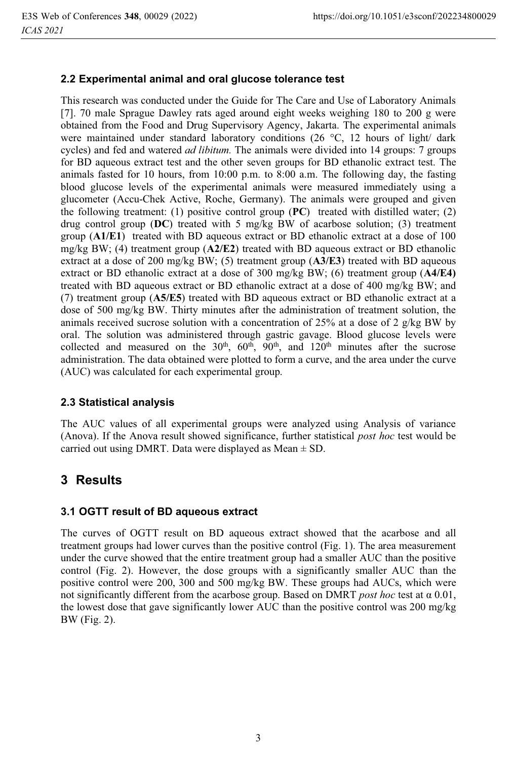### 2.2 Experimental animal and oral glucose tolerance test

This research was conducted under the Guide for The Care and Use of Laboratory Animals [7]. 70 male Sprague Dawley rats aged around eight weeks weighing 180 to 200 g were obtained from the Food and Drug Supervisory Agency, Jakarta. The experimental animals were maintained under standard laboratory conditions (26 °C, 12 hours of light/ dark cycles) and fed and watered *ad libitum.* The animals were divided into 14 groups: 7 groups for BD aqueous extract test and the other seven groups for BD ethanolic extract test. The animals fasted for 10 hours, from 10:00 p.m. to 8:00 a.m. The following day, the fasting blood glucose levels of the experimental animals were measured immediately using a glucometer (Accu-Chek Active, Roche, Germany). The animals were grouped and given the following treatment: (1) positive control group (**PC**) treated with distilled water; (2) drug control group (**DC**) treated with 5 mg/kg BW of acarbose solution; (3) treatment group (**A1/E1**) treated with BD aqueous extract or BD ethanolic extract at a dose of 100 mg/kg BW; (4) treatment group (**A2/E2**) treated with BD aqueous extract or BD ethanolic extract at a dose of 200 mg/kg BW; (5) treatment group (**A3/E3**) treated with BD aqueous extract or BD ethanolic extract at a dose of 300 mg/kg BW; (6) treatment group (**A4/E4)** treated with BD aqueous extract or BD ethanolic extract at a dose of 400 mg/kg BW; and (7) treatment group (**A5/E5**) treated with BD aqueous extract or BD ethanolic extract at a dose of 500 mg/kg BW. Thirty minutes after the administration of treatment solution, the animals received sucrose solution with a concentration of 25% at a dose of 2 g/kg BW by oral. The solution was administered through gastric gavage. Blood glucose levels were collected and measured on the $30^{th}$, $60^{th}$, $90^{th}$, and $120^{th}$ minutes after the sucrose administration. The data obtained were plotted to form a curve, and the area under the curve (AUC) was calculated for each experimental group.

### 2.3 Statistical analysis

The AUC values of all experimental groups were analyzed using Analysis of variance (Anova). If the Anova result showed significance, further statistical *post hoc* test would be carried out using DMRT. Data were displayed as Mean ± SD.

## 3 Results

### 3.1 OGTT result of BD aqueous extract

The curves of OGTT result on BD aqueous extract showed that the acarbose and all treatment groups had lower curves than the positive control (Fig. 1). The area measurement under the curve showed that the entire treatment group had a smaller AUC than the positive control (Fig. 2). However, the dose groups with a significantly smaller AUC than the positive control were 200, 300 and 500 mg/kg BW. These groups had AUCs, which were not significantly different from the acarbose group. Based on DMRT *post hoc* test at $\alpha$ 0.01, the lowest dose that gave significantly lower AUC than the positive control was 200 mg/kg BW (Fig. 2).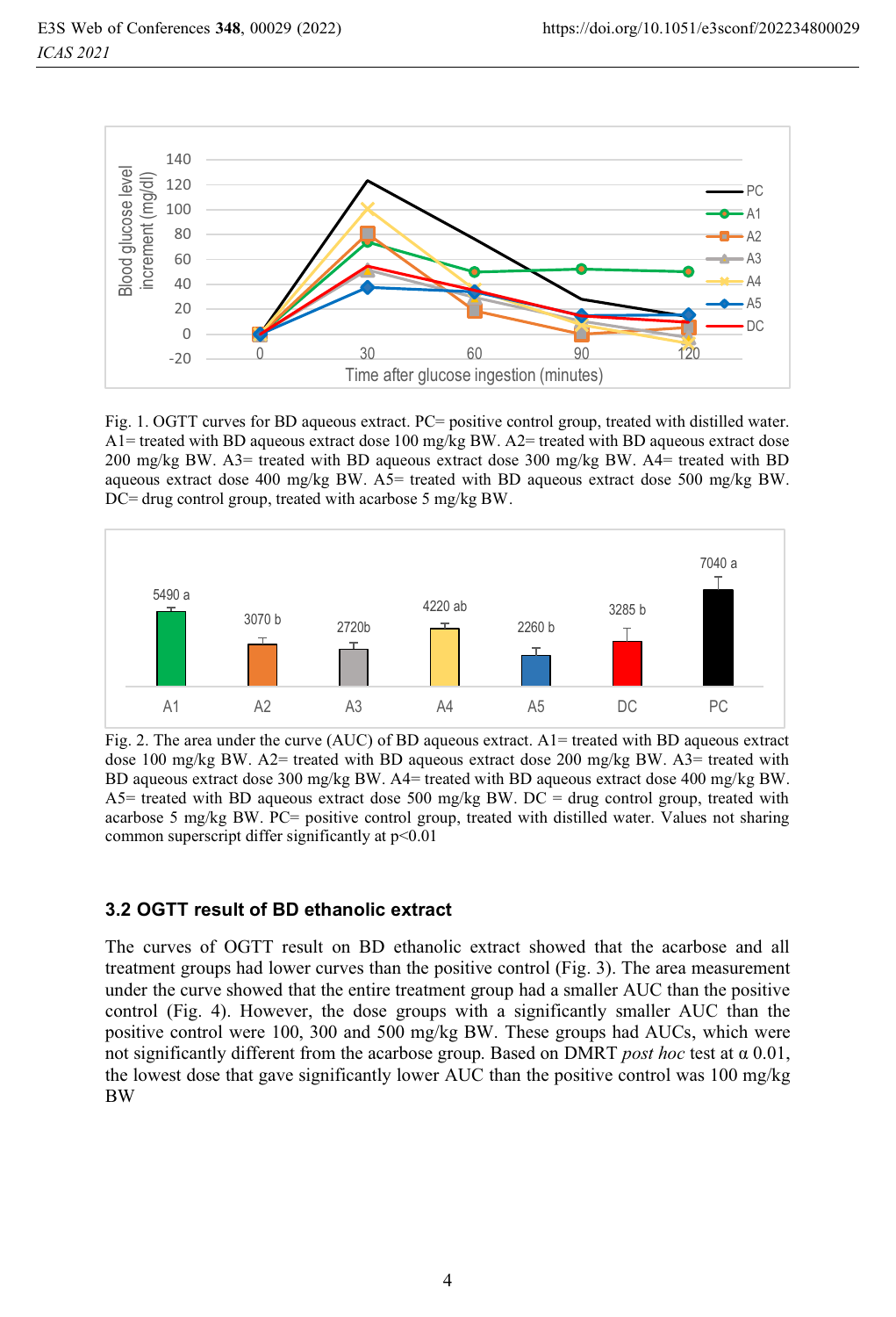Fig. 1. OGTT curves for BD aqueous extract. PC= positive control group, treated with distilled water. A1= treated with BD aqueous extract dose 100 mg/kg BW. A2= treated with BD aqueous extract dose 200 mg/kg BW. A3= treated with BD aqueous extract dose 300 mg/kg BW. A4= treated with BD aqueous extract dose 400 mg/kg BW. A5= treated with BD aqueous extract dose 500 mg/kg BW. DC= drug control group, treated with acarbose 5 mg/kg BW.

Fig. 2. The area under the curve (AUC) of BD aqueous extract. A1= treated with BD aqueous extract dose 100 mg/kg BW. A2= treated with BD aqueous extract dose 200 mg/kg BW. A3= treated with BD aqueous extract dose 300 mg/kg BW. A4= treated with BD aqueous extract dose 400 mg/kg BW. A5= treated with BD aqueous extract dose 500 mg/kg BW. DC = drug control group, treated with acarbose 5 mg/kg BW. PC= positive control group, treated with distilled water. Values not sharing common superscript differ significantly at $p<0.01$

### 3.2 OGTT result of BD ethanolic extract

The curves of OGTT result on BD ethanolic extract showed that the acarbose and all treatment groups had lower curves than the positive control (Fig. 3). The area measurement under the curve showed that the entire treatment group had a smaller AUC than the positive control (Fig. 4). However, the dose groups with a significantly smaller AUC than the positive control were 100, 300 and 500 mg/kg BW. These groups had AUCs, which were not significantly different from the acarbose group. Based on DMRT *post hoc* test at $\alpha$ 0.01, the lowest dose that gave significantly lower AUC than the positive control was 100 mg/kg BW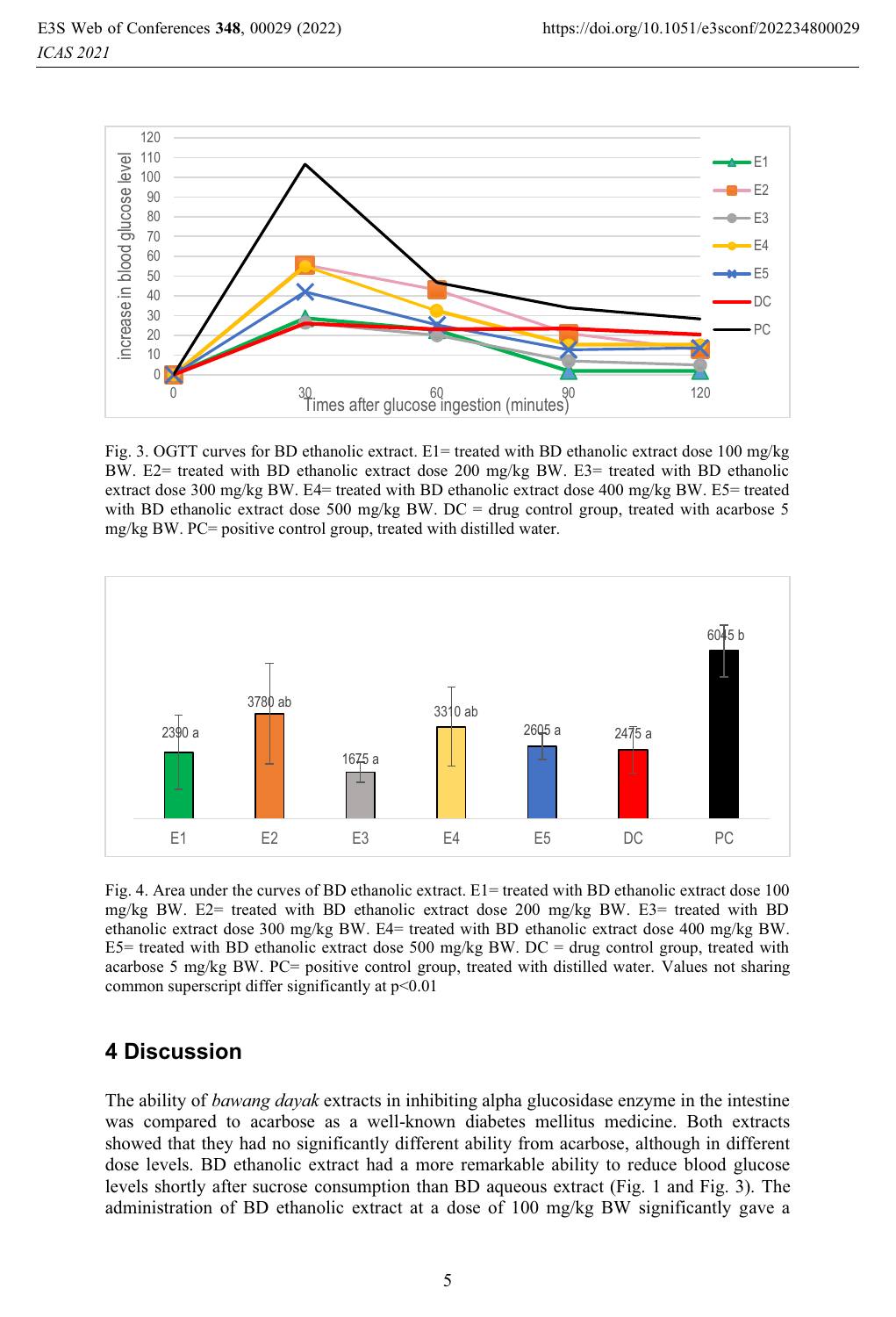Fig. 3. OGTT curves for BD ethanolic extract. E1= treated with BD ethanolic extract dose 100 mg/kg BW. E2= treated with BD ethanolic extract dose 200 mg/kg BW. E3= treated with BD ethanolic extract dose 300 mg/kg BW. E4= treated with BD ethanolic extract dose 400 mg/kg BW. E5= treated with BD ethanolic extract dose 500 mg/kg BW. DC = drug control group, treated with acarbose 5 mg/kg BW. PC= positive control group, treated with distilled water.

Fig. 4. Area under the curves of BD ethanolic extract. E1= treated with BD ethanolic extract dose 100 mg/kg BW. E2= treated with BD ethanolic extract dose 200 mg/kg BW. E3= treated with BD ethanolic extract dose 300 mg/kg BW. E4= treated with BD ethanolic extract dose 400 mg/kg BW. E5= treated with BD ethanolic extract dose 500 mg/kg BW. DC = drug control group, treated with acarbose 5 mg/kg BW. PC= positive control group, treated with distilled water. Values not sharing common superscript differ significantly at $p<0.01$

## 4 Discussion

The ability of *bawang dayak* extracts in inhibiting alpha glucosidase enzyme in the intestine was compared to acarbose as a well-known diabetes mellitus medicine. Both extracts showed that they had no significantly different ability from acarbose, although in different dose levels. BD ethanolic extract had a more remarkable ability to reduce blood glucose levels shortly after sucrose consumption than BD aqueous extract (Fig. 1 and Fig. 3). The administration of BD ethanolic extract at a dose of 100 mg/kg BW significantly gave a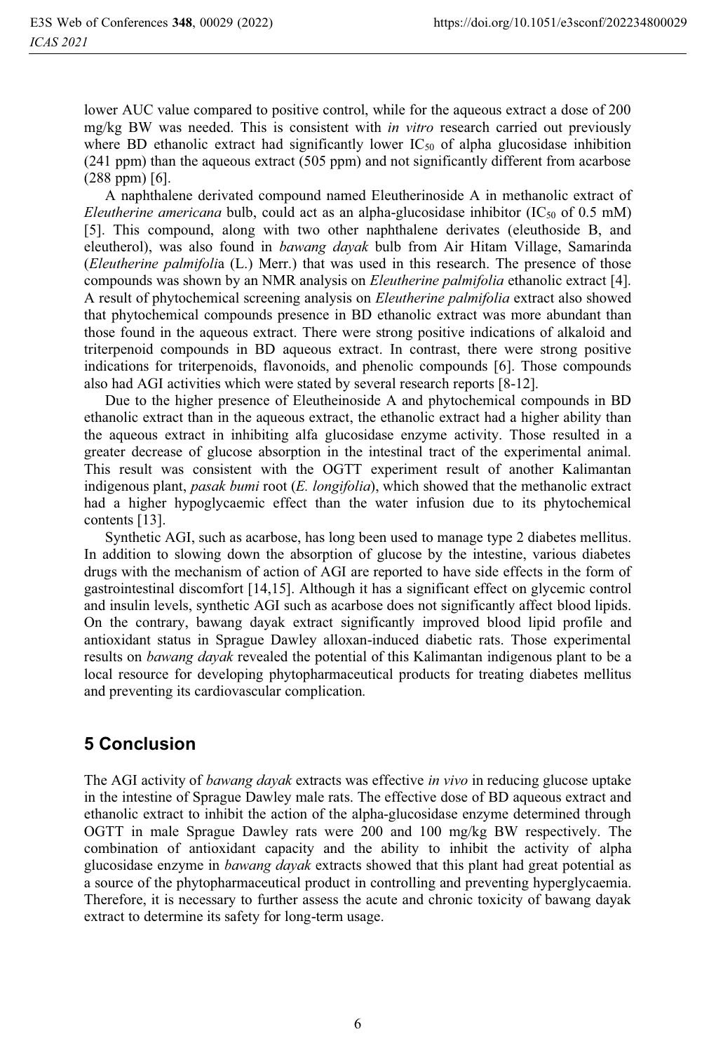lower AUC value compared to positive control, while for the aqueous extract a dose of 200 mg/kg BW was needed. This is consistent with *in vitro* research carried out previously where BD ethanolic extract had significantly lower $IC_{50}$ of alpha glucosidase inhibition (241 ppm) than the aqueous extract (505 ppm) and not significantly different from acarbose (288 ppm) [6].

A naphthalene derivated compound named Eleutherinoside A in methanolic extract of *Eleutherine americana* bulb, could act as an alpha-glucosidase inhibitor ($IC_{50}$ of 0.5 mM) [5]. This compound, along with two other naphthalene derivates (eleuthoside B, and eleutherol), was also found in *bawang dayak* bulb from Air Hitam Village, Samarinda (*Eleutherine palmifoli*a (L.) Merr.) that was used in this research. The presence of those compounds was shown by an NMR analysis on *Eleutherine palmifolia* ethanolic extract [4]. A result of phytochemical screening analysis on *Eleutherine palmifolia* extract also showed that phytochemical compounds presence in BD ethanolic extract was more abundant than those found in the aqueous extract. There were strong positive indications of alkaloid and triterpenoid compounds in BD aqueous extract. In contrast, there were strong positive indications for triterpenoids, flavonoids, and phenolic compounds [6]. Those compounds also had AGI activities which were stated by several research reports [8-12].

Due to the higher presence of Eleutheinoside A and phytochemical compounds in BD ethanolic extract than in the aqueous extract, the ethanolic extract had a higher ability than the aqueous extract in inhibiting alfa glucosidase enzyme activity. Those resulted in a greater decrease of glucose absorption in the intestinal tract of the experimental animal. This result was consistent with the OGTT experiment result of another Kalimantan indigenous plant, *pasak bumi* root (*E. longifolia*), which showed that the methanolic extract had a higher hypoglycaemic effect than the water infusion due to its phytochemical contents [13].

Synthetic AGI, such as acarbose, has long been used to manage type 2 diabetes mellitus. In addition to slowing down the absorption of glucose by the intestine, various diabetes drugs with the mechanism of action of AGI are reported to have side effects in the form of gastrointestinal discomfort [14,15]. Although it has a significant effect on glycemic control and insulin levels, synthetic AGI such as acarbose does not significantly affect blood lipids. On the contrary, bawang dayak extract significantly improved blood lipid profile and antioxidant status in Sprague Dawley alloxan-induced diabetic rats. Those experimental results on *bawang dayak* revealed the potential of this Kalimantan indigenous plant to be a local resource for developing phytopharmaceutical products for treating diabetes mellitus and preventing its cardiovascular complication.

## 5 Conclusion

The AGI activity of *bawang dayak* extracts was effective *in vivo* in reducing glucose uptake in the intestine of Sprague Dawley male rats. The effective dose of BD aqueous extract and ethanolic extract to inhibit the action of the alpha-glucosidase enzyme determined through OGTT in male Sprague Dawley rats were 200 and 100 mg/kg BW respectively. The combination of antioxidant capacity and the ability to inhibit the activity of alpha glucosidase enzyme in *bawang dayak* extracts showed that this plant had great potential as a source of the phytopharmaceutical product in controlling and preventing hyperglycaemia. Therefore, it is necessary to further assess the acute and chronic toxicity of bawang dayak extract to determine its safety for long-term usage.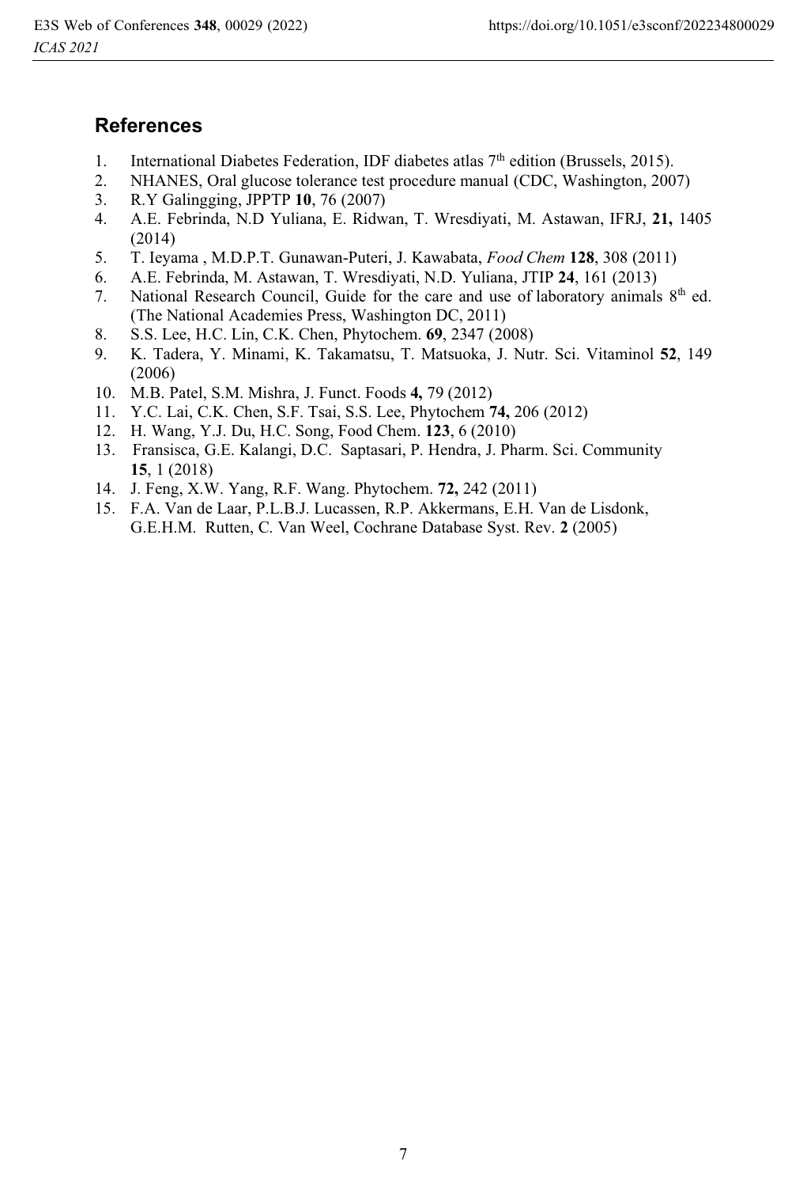## References

1. International Diabetes Federation, IDF diabetes atlas 7th edition (Brussels, 2015).
2. NHANES, Oral glucose tolerance test procedure manual (CDC, Washington, 2007)
3. R.Y Galingging, JPPTP **10**, 76 (2007)
4. A.E. Febrinda, N.D Yuliana, E. Ridwan, T. Wresdiyati, M. Astawan, IFRJ, **21,** 1405 (2014)
5. T. Ieyama , M.D.P.T. Gunawan-Puteri, J. Kawabata, *Food Chem* **128**, 308 (2011)
6. A.E. Febrinda, M. Astawan, T. Wresdiyati, N.D. Yuliana, JTIP **24**, 161 (2013)
7. National Research Council, Guide for the care and use of laboratory animals 8th ed. (The National Academies Press, Washington DC, 2011)
8. S.S. Lee, H.C. Lin, C.K. Chen, Phytochem. **69**, 2347 (2008)
9. K. Tadera, Y. Minami, K. Takamatsu, T. Matsuoka, J. Nutr. Sci. Vitaminol **52**, 149 (2006)
10. M.B. Patel, S.M. Mishra, J. Funct. Foods **4,** 79 (2012)
11. Y.C. Lai, C.K. Chen, S.F. Tsai, S.S. Lee, Phytochem **74,** 206 (2012)
12. H. Wang, Y.J. Du, H.C. Song, Food Chem. **123**, 6 (2010)
13. Fransisca, G.E. Kalangi, D.C. Saptasari, P. Hendra, J. Pharm. Sci. Community **15**, 1 (2018)
14. J. Feng, X.W. Yang, R.F. Wang. Phytochem. **72,** 242 (2011)
15. F.A. Van de Laar, P.L.B.J. Lucassen, R.P. Akkermans, E.H. Van de Lisdonk, G.E.H.M. Rutten, C. Van Weel, Cochrane Database Syst. Rev. **2** (2005)